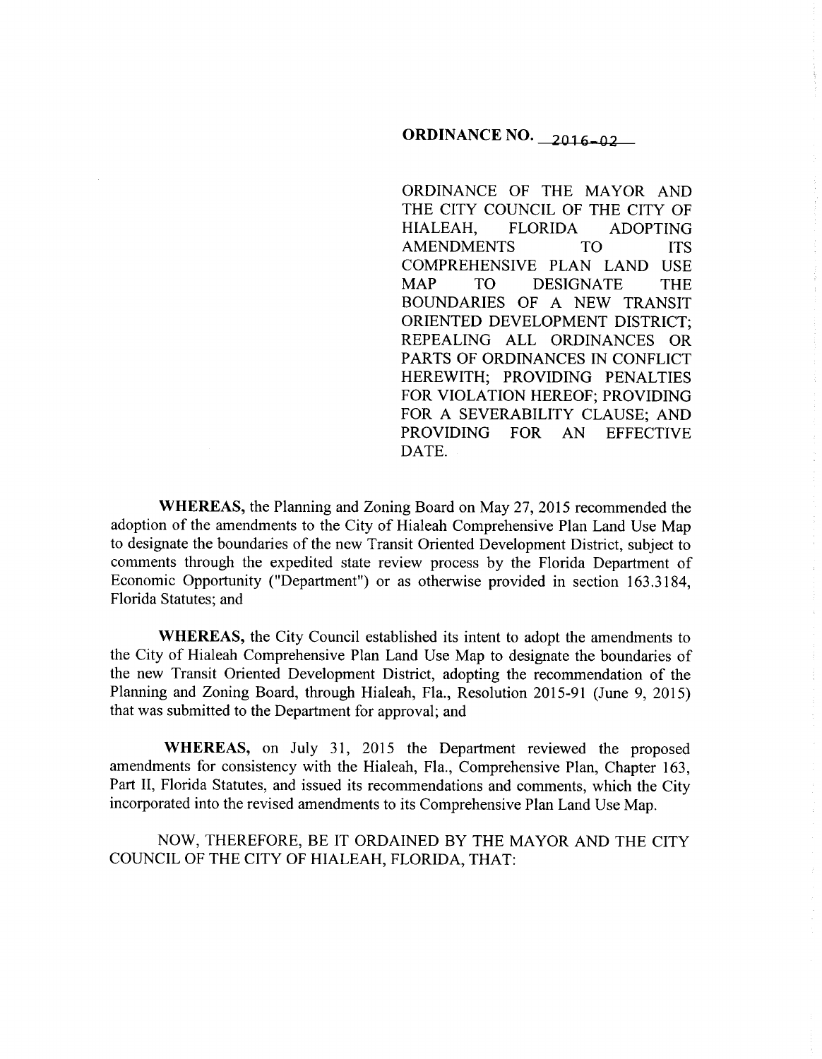**ORDINANCE NO. 2016-02**

ORDINANCE OF THE MAYOR AND THE CITY COUNCIL OF THE CITY OF HIALEAH, FLORIDA ADOPTING AMENDMENTS TO ITS COMPREHENSIVE PLAN LAND USE MAP TO DESIGNATE THE BOUNDARIES OF A NEW TRANSIT ORIENTED DEVELOPMENT DISTRICT; REPEALING ALL ORDINANCES OR PARTS OF ORDINANCES IN CONFLICT HEREWITH; PROVIDING PENALTIES FOR VIOLATION HEREOF; PROVIDING FOR A SEVERABILITY CLAUSE; AND PROVIDING FOR AN EFFECTIVE DATE.

**WHEREAS,** the Planning and Zoning Board on May 27, 2015 recommended the adoption of the amendments to the City of Hialeah Comprehensive Plan Land Use Map to designate the boundaries of the new Transit Oriented Development District, subject to comments through the expedited state review process by the Florida Department of Economic Opportunity ("Department") or as otherwise provided in section 163.3184, Florida Statutes; and

**WHEREAS,** the City Council established its intent to adopt the amendments to the City of Hialeah Comprehensive Plan Land Use Map to designate the boundaries of the new Transit Oriented Development District, adopting the recommendation of the Planning and Zoning Board, through Hialeah, Fla., Resolution 2015-91 (June 9, 2015) that was submitted to the Department for approval; and

**WHEREAS,** on July 31, 2015 the Department reviewed the proposed amendments for consistency with the Hialeah, Fla., Comprehensive Plan, Chapter 163, Part II, Florida Statutes, and issued its recommendations and comments, which the City incorporated into the revised amendments to its Comprehensive Plan Land Use Map.

NOW, THEREFORE, BE IT ORDAINED BY THE MAYOR AND THE CITY COUNCIL OF THE CITY OF HIALEAH, FLORIDA, THAT: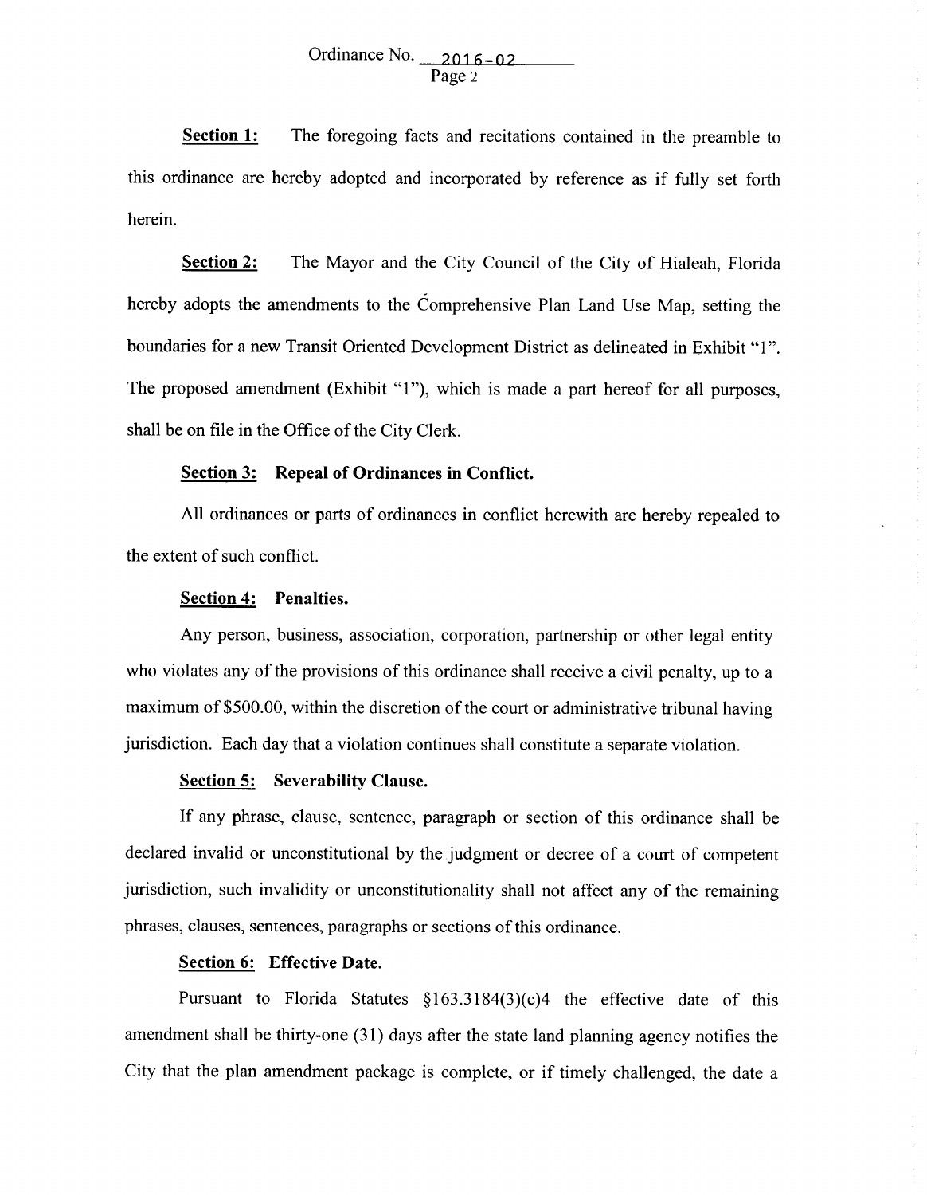**Section 1:** The foregoing facts and recitations contained in the preamble to this ordinance are hereby adopted and incorporated by reference as if fully set forth herein.

**Section 2:** The Mayor and the City Council of the City of Hialeah, Florida hereby adopts the amendments to the Comprehensive Plan Land Use Map, setting the boundaries for a new Transit Oriented Development District as delineated in Exhibit "1". The proposed amendment (Exhibit "1"), which is made a part hereof for all purposes, shall be on file in the Office of the City Clerk.

**Section 3: Repeal of Ordinances in Conflict.**

All ordinances or parts of ordinances in conflict herewith are hereby repealed to the extent of such conflict.

**Section 4: Penalties.**

Any person, business, association, corporation, partnership or other legal entity who violates any of the provisions of this ordinance shall receive a civil penalty, up to a maximum of $500.00, within the discretion of the court or administrative tribunal having jurisdiction. Each day that a violation continues shall constitute a separate violation.

**Section 5: Severability Clause.**

If any phrase, clause, sentence, paragraph or section of this ordinance shall be declared invalid or unconstitutional by the judgment or decree of a court of competent jurisdiction, such invalidity or unconstitutionality shall not affect any of the remaining phrases, clauses, sentences, paragraphs or sections of this ordinance.

**Section 6: Effective Date.**

Pursuant to Florida Statutes §163.3184(3)(c)4 the effective date of this amendment shall be thirty-one (31) days after the state land planning agency notifies the City that the plan amendment package is complete, or if timely challenged, the date a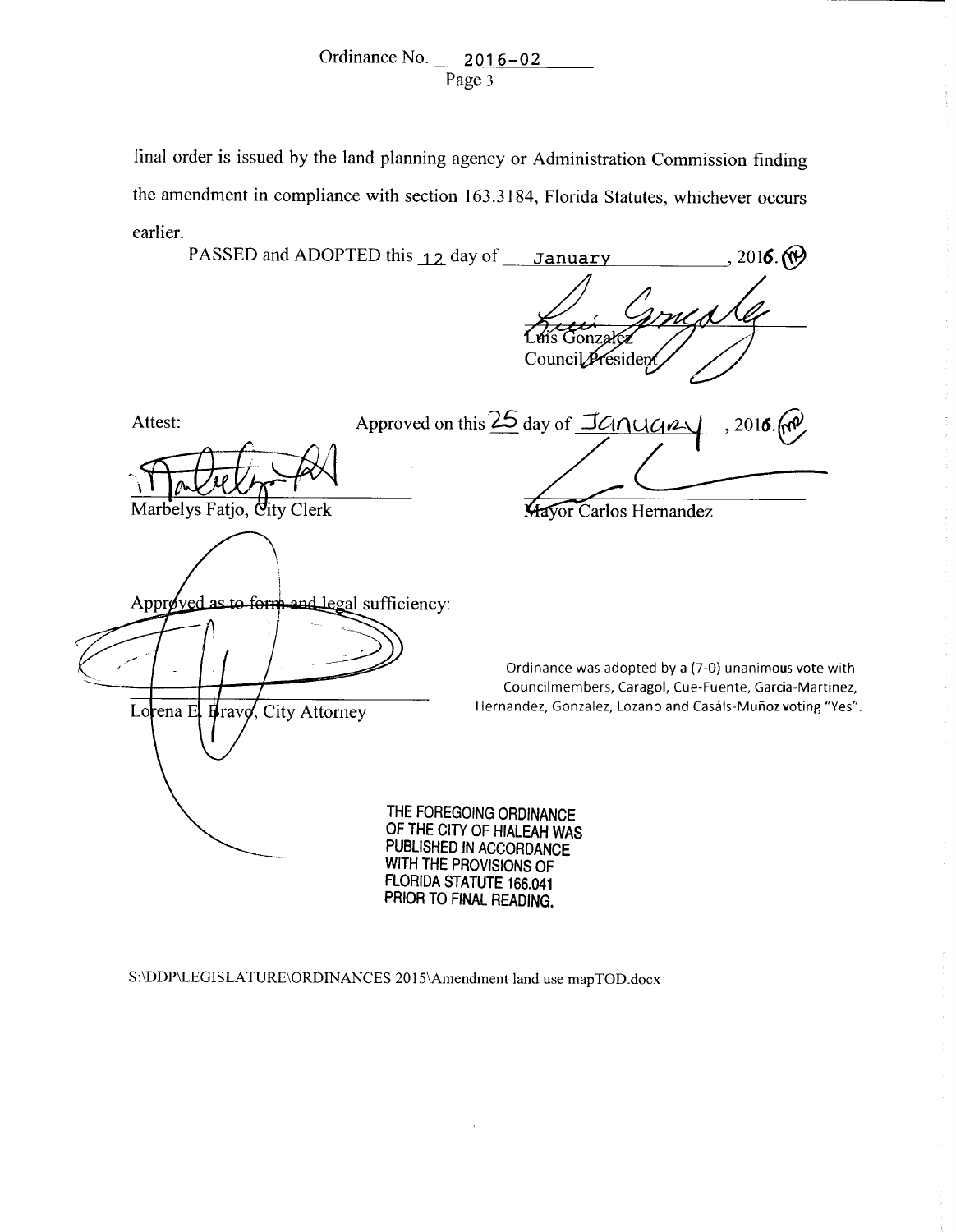Ordinance No. 2016-02

final order is issued by the land planning agency or Administration Commission finding the amendment in compliance with section 163.3184, Florida Statutes, whichever occurs earlier.

PASSED and ADOPTED this 12 day of January, 2016.

Luis Gonzalez
Council President

Attest:

Marbelys Fatjo, City Clerk

Approved on this 25 day of January, 2016.

Mayor Carlos Hernandez

Approved as to form and legal sufficiency:

Lorena E. Bravo, City Attorney

Ordinance was adopted by a (7-0) unanimous vote with Councilmembers, Caragol, Cue-Fuente, Garcia-Martinez, Hernandez, Gonzalez, Lozano and Casáls-Muñoz voting "Yes".

THE FOREGOING ORDINANCE OF THE CITY OF HIALEAH WAS PUBLISHED IN ACCORDANCE WITH THE PROVISIONS OF FLORIDA STATUTE 166.041 PRIOR TO FINAL READING.

S:\DDP\LEGISLATURE\ORDINANCES 2015\Amendment land use mapTOD.docx